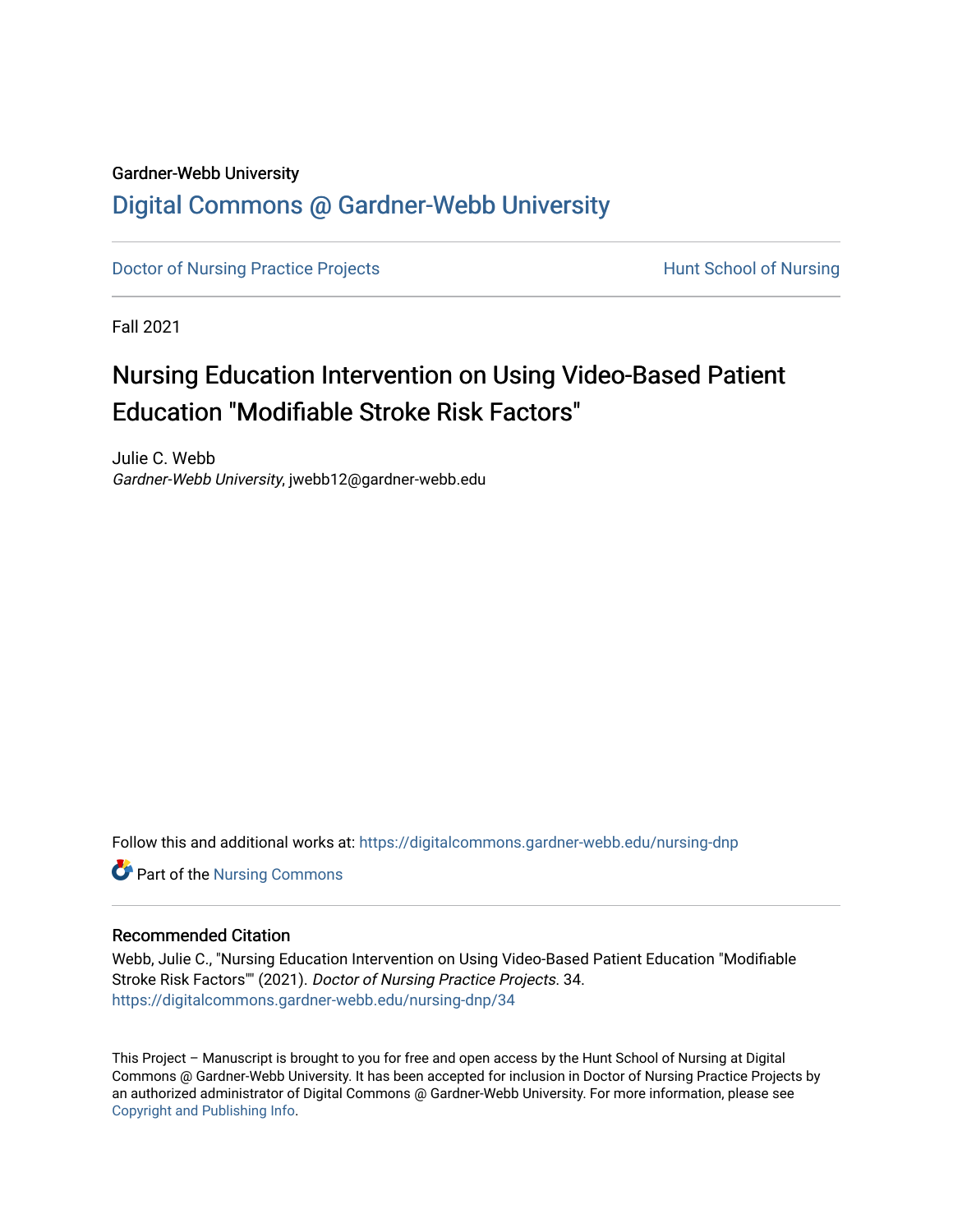Gardner-Webb University

# Digital Commons @ Gardner-Webb University

Doctor of Nursing Practice Projects | Hunt School of Nursing

Fall 2021

## Nursing Education Intervention on Using Video-Based Patient Education "Modifiable Stroke Risk Factors"

Julie C. Webb
*Gardner-Webb University*, jwebb12@gardner-webb.edu

Follow this and additional works at: https://digitalcommons.gardner-webb.edu/nursing-dnp

Part of the Nursing Commons

### Recommended Citation

Webb, Julie C., "Nursing Education Intervention on Using Video-Based Patient Education "Modifiable Stroke Risk Factors"" (2021). *Doctor of Nursing Practice Projects*. 34.
https://digitalcommons.gardner-webb.edu/nursing-dnp/34

This Project – Manuscript is brought to you for free and open access by the Hunt School of Nursing at Digital Commons @ Gardner-Webb University. It has been accepted for inclusion in Doctor of Nursing Practice Projects by an authorized administrator of Digital Commons @ Gardner-Webb University. For more information, please see Copyright and Publishing Info.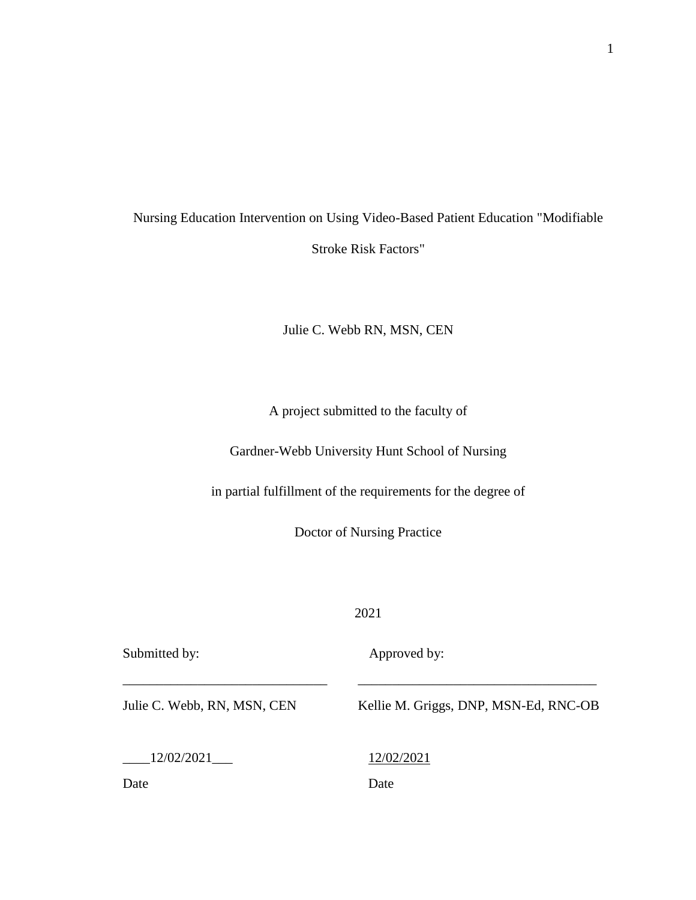Nursing Education Intervention on Using Video-Based Patient Education "Modifiable Stroke Risk Factors"

Julie C. Webb RN, MSN, CEN

A project submitted to the faculty of

Gardner-Webb University Hunt School of Nursing

in partial fulfillment of the requirements for the degree of

Doctor of Nursing Practice

2021

| Submitted by: | Approved by: |
|---|---|
| ______________________________ | ___________________________________ |
| Julie C. Webb, RN, MSN, CEN | Kellie M. Griggs, DNP, MSN-Ed, RNC-OB |
| ____12/02/2021___ | 12/02/2021 |
| Date | Date |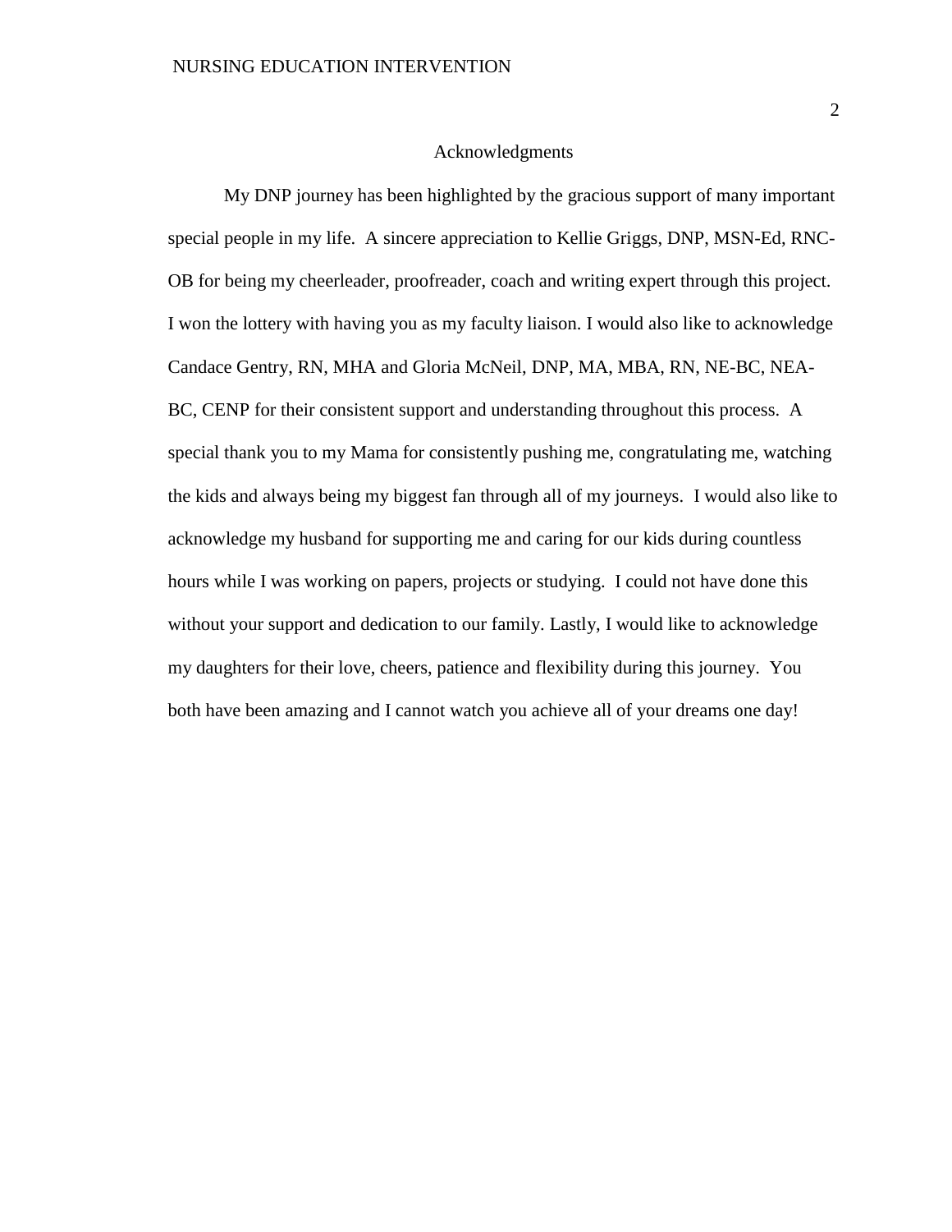# Acknowledgments

My DNP journey has been highlighted by the gracious support of many important special people in my life. A sincere appreciation to Kellie Griggs, DNP, MSN-Ed, RNC-OB for being my cheerleader, proofreader, coach and writing expert through this project. I won the lottery with having you as my faculty liaison. I would also like to acknowledge Candace Gentry, RN, MHA and Gloria McNeil, DNP, MA, MBA, RN, NE-BC, NEA-BC, CENP for their consistent support and understanding throughout this process. A special thank you to my Mama for consistently pushing me, congratulating me, watching the kids and always being my biggest fan through all of my journeys. I would also like to acknowledge my husband for supporting me and caring for our kids during countless hours while I was working on papers, projects or studying. I could not have done this without your support and dedication to our family. Lastly, I would like to acknowledge my daughters for their love, cheers, patience and flexibility during this journey. You both have been amazing and I cannot watch you achieve all of your dreams one day!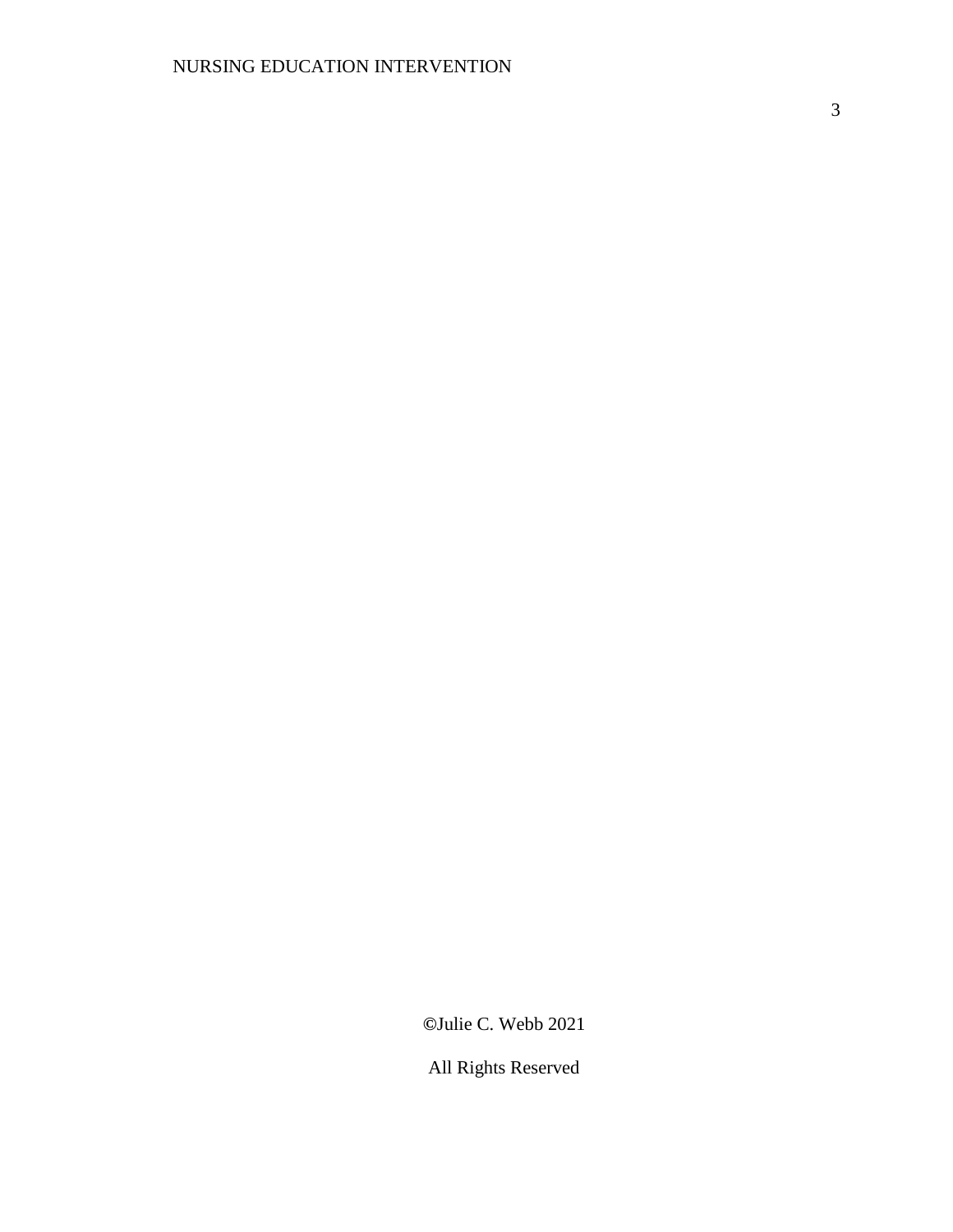©Julie C. Webb 2021

All Rights Reserved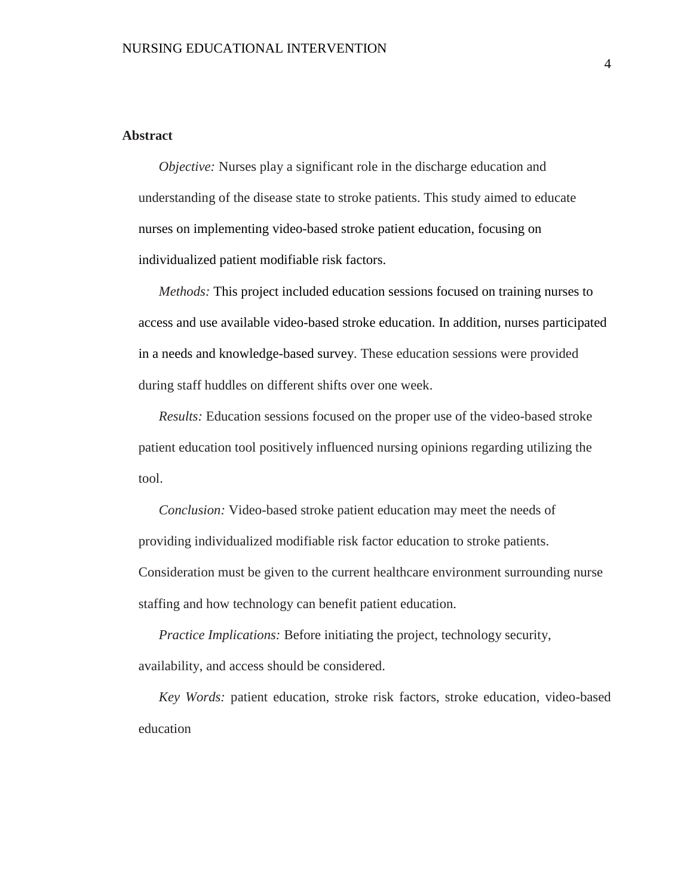## Abstract

*Objective:* Nurses play a significant role in the discharge education and understanding of the disease state to stroke patients. This study aimed to educate nurses on implementing video-based stroke patient education, focusing on individualized patient modifiable risk factors.

*Methods:* This project included education sessions focused on training nurses to access and use available video-based stroke education. In addition, nurses participated in a needs and knowledge-based survey. These education sessions were provided during staff huddles on different shifts over one week.

*Results:* Education sessions focused on the proper use of the video-based stroke patient education tool positively influenced nursing opinions regarding utilizing the tool.

*Conclusion:* Video-based stroke patient education may meet the needs of providing individualized modifiable risk factor education to stroke patients. Consideration must be given to the current healthcare environment surrounding nurse staffing and how technology can benefit patient education.

*Practice Implications:* Before initiating the project, technology security, availability, and access should be considered.

*Key Words:* patient education, stroke risk factors, stroke education, video-based education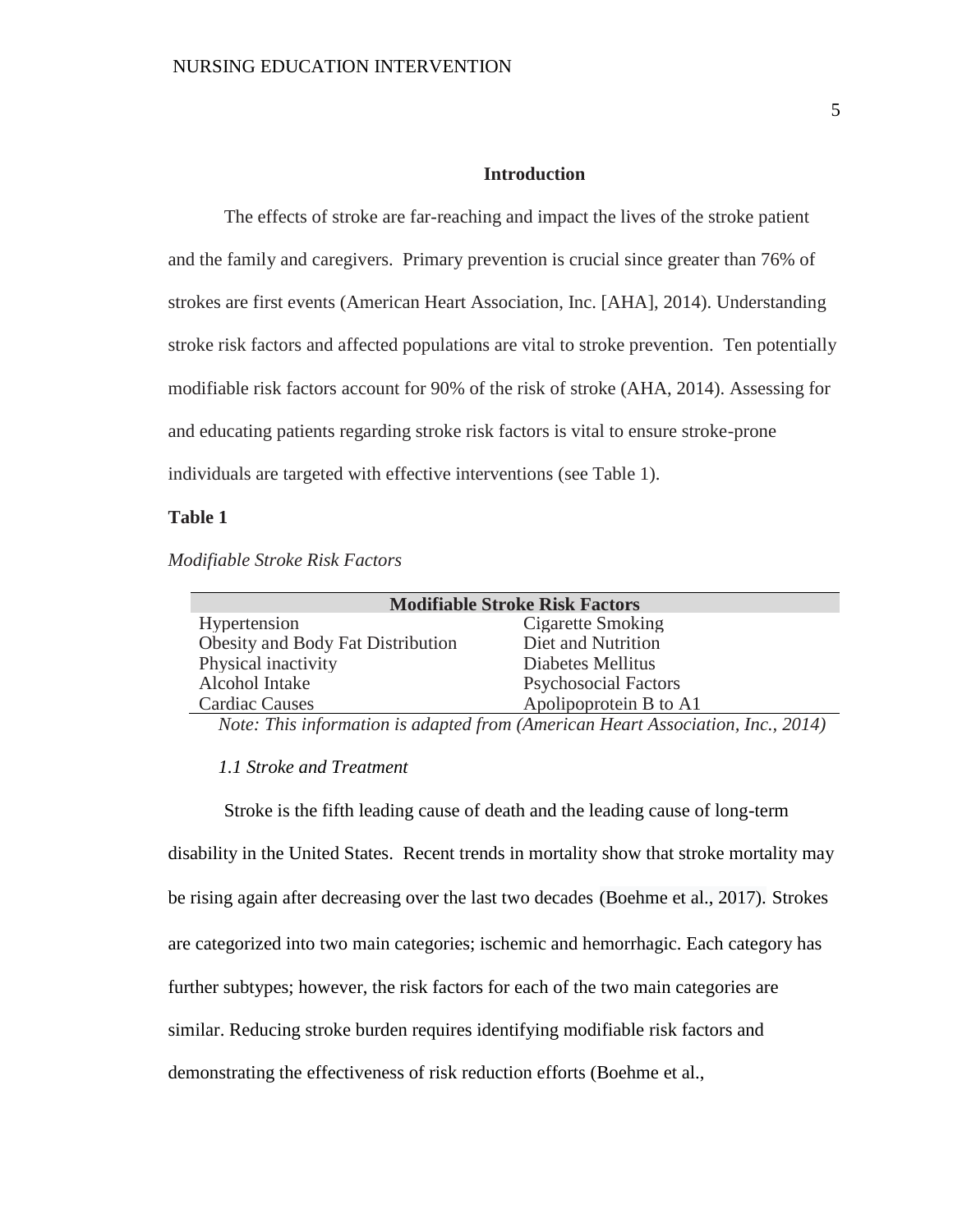## Introduction

The effects of stroke are far-reaching and impact the lives of the stroke patient and the family and caregivers. Primary prevention is crucial since greater than 76% of strokes are first events (American Heart Association, Inc. [AHA], 2014). Understanding stroke risk factors and affected populations are vital to stroke prevention. Ten potentially modifiable risk factors account for 90% of the risk of stroke (AHA, 2014). Assessing for and educating patients regarding stroke risk factors is vital to ensure stroke-prone individuals are targeted with effective interventions (see Table 1).

**Table 1**

*Modifiable Stroke Risk Factors*

| Modifiable Stroke Risk Factors | |
|---|---|
| Hypertension | Cigarette Smoking |
| Obesity and Body Fat Distribution | Diet and Nutrition |
| Physical inactivity | Diabetes Mellitus |
| Alcohol Intake | Psychosocial Factors |
| Cardiac Causes | Apolipoprotein B to A1 |

*Note: This information is adapted from (American Heart Association, Inc., 2014)*

### *1.1 Stroke and Treatment*

Stroke is the fifth leading cause of death and the leading cause of long-term disability in the United States. Recent trends in mortality show that stroke mortality may be rising again after decreasing over the last two decades (Boehme et al., 2017). Strokes are categorized into two main categories; ischemic and hemorrhagic. Each category has further subtypes; however, the risk factors for each of the two main categories are similar. Reducing stroke burden requires identifying modifiable risk factors and demonstrating the effectiveness of risk reduction efforts (Boehme et al.,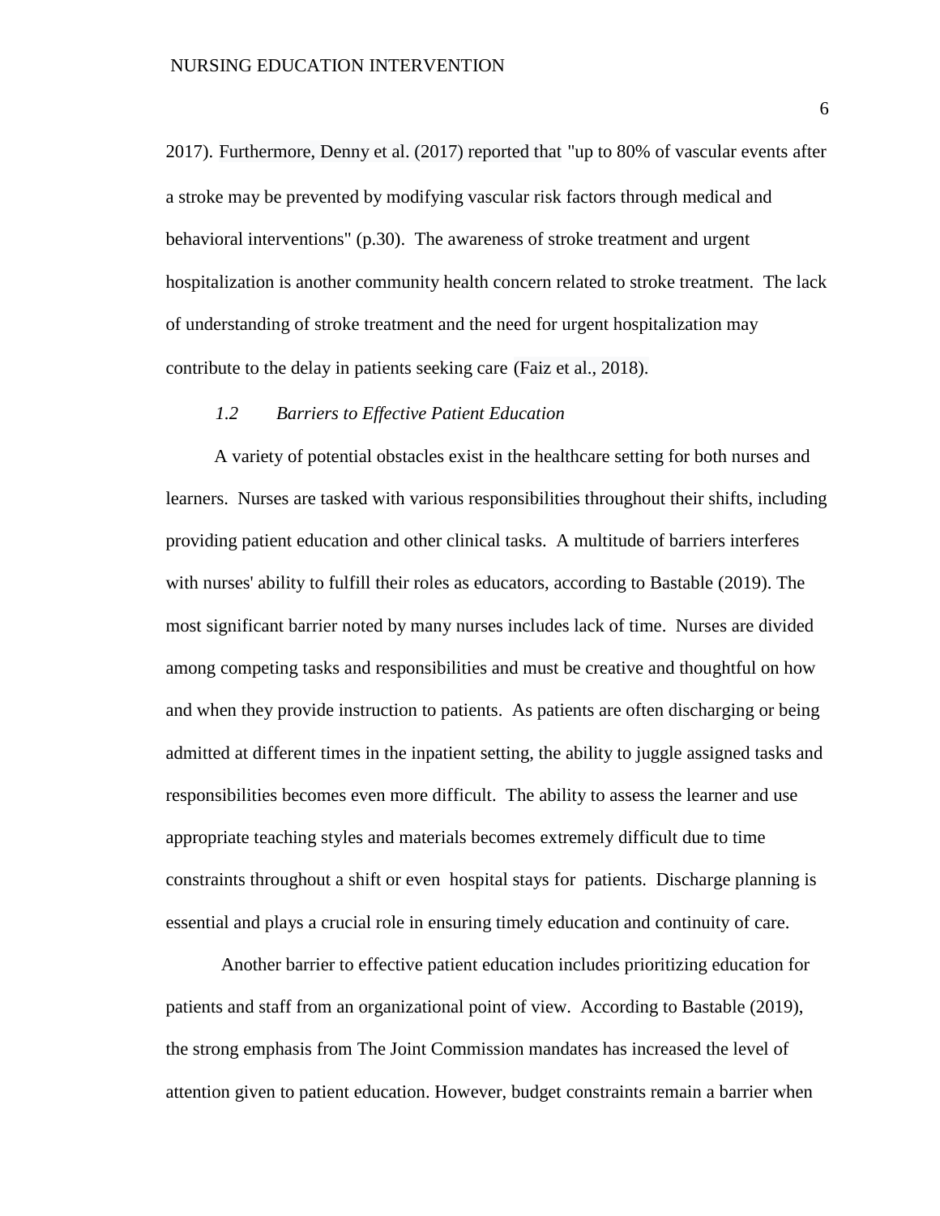2017). Furthermore, Denny et al. (2017) reported that "up to 80% of vascular events after a stroke may be prevented by modifying vascular risk factors through medical and behavioral interventions" (p.30). The awareness of stroke treatment and urgent hospitalization is another community health concern related to stroke treatment. The lack of understanding of stroke treatment and the need for urgent hospitalization may contribute to the delay in patients seeking care (Faiz et al., 2018).

### *1.2 Barriers to Effective Patient Education*

A variety of potential obstacles exist in the healthcare setting for both nurses and learners. Nurses are tasked with various responsibilities throughout their shifts, including providing patient education and other clinical tasks. A multitude of barriers interferes with nurses' ability to fulfill their roles as educators, according to Bastable (2019). The most significant barrier noted by many nurses includes lack of time. Nurses are divided among competing tasks and responsibilities and must be creative and thoughtful on how and when they provide instruction to patients. As patients are often discharging or being admitted at different times in the inpatient setting, the ability to juggle assigned tasks and responsibilities becomes even more difficult. The ability to assess the learner and use appropriate teaching styles and materials becomes extremely difficult due to time constraints throughout a shift or even hospital stays for patients. Discharge planning is essential and plays a crucial role in ensuring timely education and continuity of care.

Another barrier to effective patient education includes prioritizing education for patients and staff from an organizational point of view. According to Bastable (2019), the strong emphasis from The Joint Commission mandates has increased the level of attention given to patient education. However, budget constraints remain a barrier when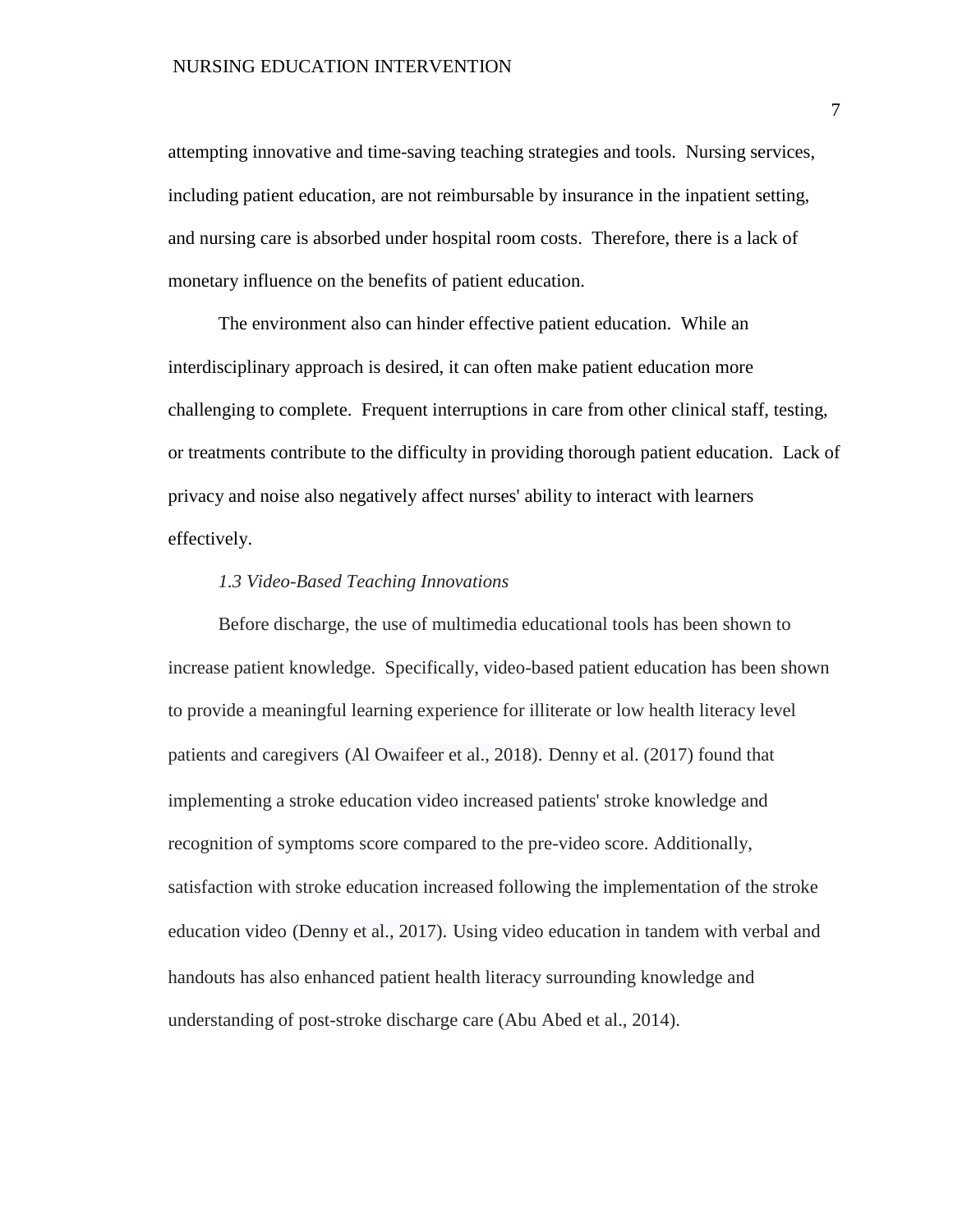attempting innovative and time-saving teaching strategies and tools. Nursing services, including patient education, are not reimbursable by insurance in the inpatient setting, and nursing care is absorbed under hospital room costs. Therefore, there is a lack of monetary influence on the benefits of patient education.

The environment also can hinder effective patient education. While an interdisciplinary approach is desired, it can often make patient education more challenging to complete. Frequent interruptions in care from other clinical staff, testing, or treatments contribute to the difficulty in providing thorough patient education. Lack of privacy and noise also negatively affect nurses' ability to interact with learners effectively.

### *1.3 Video-Based Teaching Innovations*

Before discharge, the use of multimedia educational tools has been shown to increase patient knowledge. Specifically, video-based patient education has been shown to provide a meaningful learning experience for illiterate or low health literacy level patients and caregivers (Al Owaifeer et al., 2018). Denny et al. (2017) found that implementing a stroke education video increased patients' stroke knowledge and recognition of symptoms score compared to the pre-video score. Additionally, satisfaction with stroke education increased following the implementation of the stroke education video (Denny et al., 2017). Using video education in tandem with verbal and handouts has also enhanced patient health literacy surrounding knowledge and understanding of post-stroke discharge care (Abu Abed et al., 2014).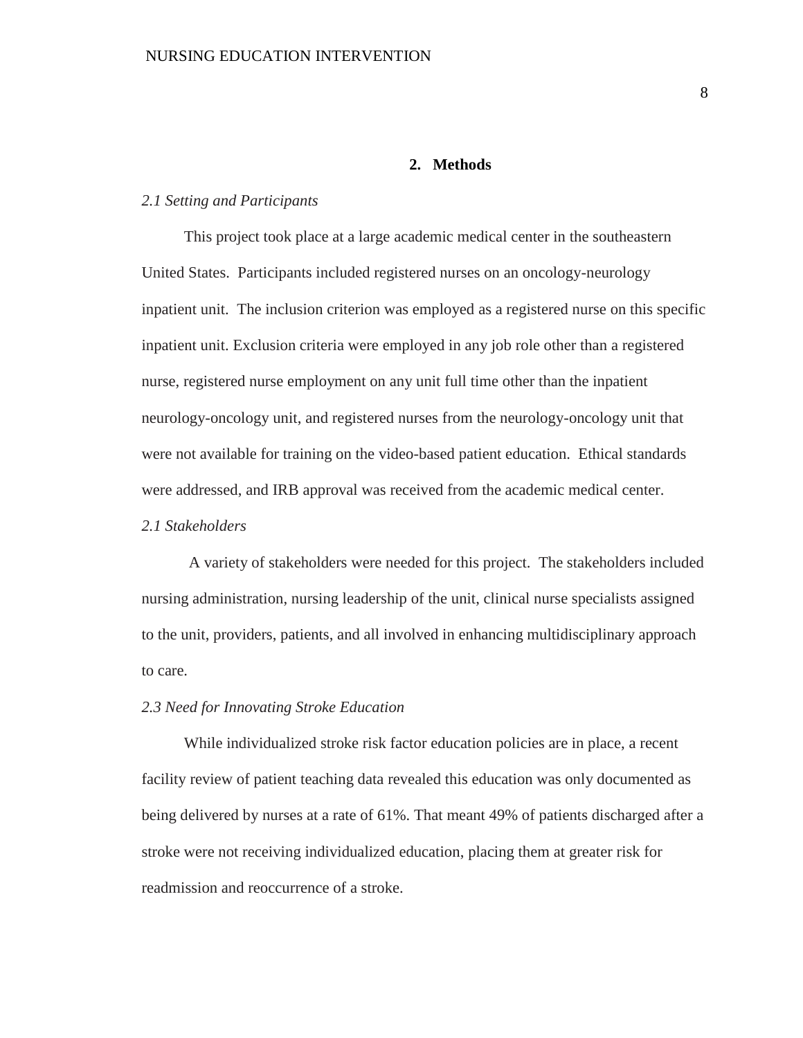## 2. Methods

*2.1 Setting and Participants*

This project took place at a large academic medical center in the southeastern United States. Participants included registered nurses on an oncology-neurology inpatient unit. The inclusion criterion was employed as a registered nurse on this specific inpatient unit. Exclusion criteria were employed in any job role other than a registered nurse, registered nurse employment on any unit full time other than the inpatient neurology-oncology unit, and registered nurses from the neurology-oncology unit that were not available for training on the video-based patient education. Ethical standards were addressed, and IRB approval was received from the academic medical center.

*2.1 Stakeholders*

A variety of stakeholders were needed for this project. The stakeholders included nursing administration, nursing leadership of the unit, clinical nurse specialists assigned to the unit, providers, patients, and all involved in enhancing multidisciplinary approach to care.

*2.3 Need for Innovating Stroke Education*

While individualized stroke risk factor education policies are in place, a recent facility review of patient teaching data revealed this education was only documented as being delivered by nurses at a rate of 61%. That meant 49% of patients discharged after a stroke were not receiving individualized education, placing them at greater risk for readmission and reoccurrence of a stroke.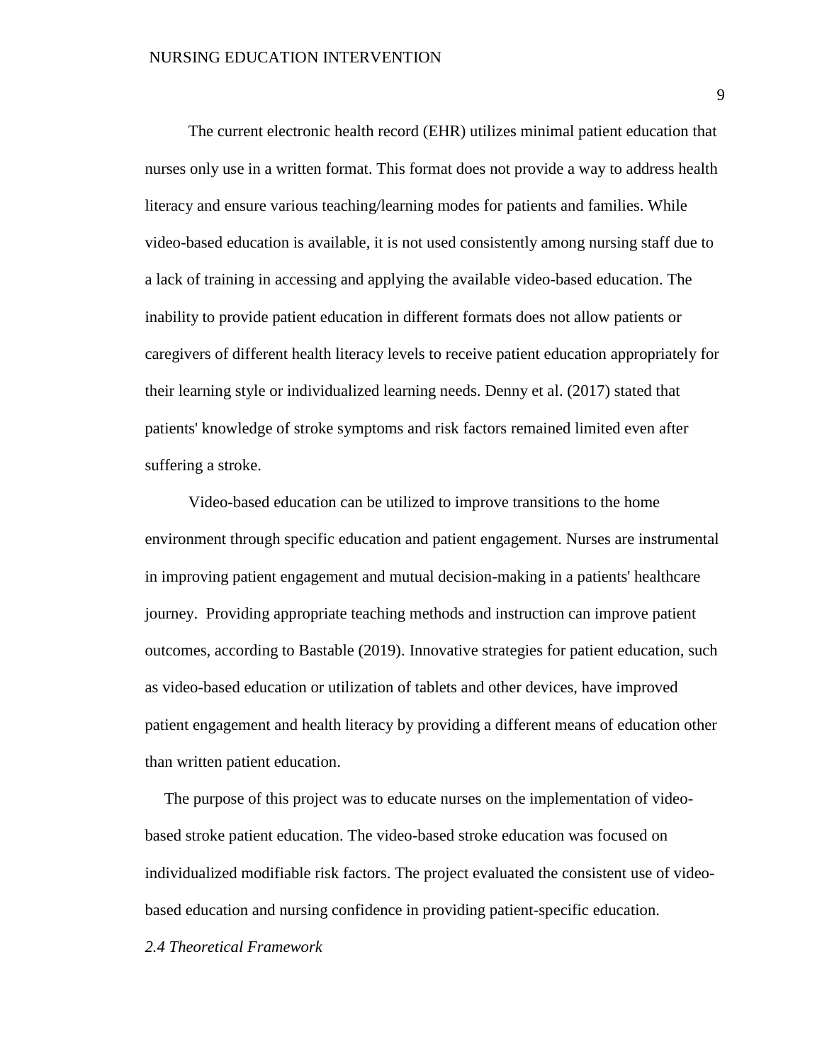The current electronic health record (EHR) utilizes minimal patient education that nurses only use in a written format. This format does not provide a way to address health literacy and ensure various teaching/learning modes for patients and families. While video-based education is available, it is not used consistently among nursing staff due to a lack of training in accessing and applying the available video-based education. The inability to provide patient education in different formats does not allow patients or caregivers of different health literacy levels to receive patient education appropriately for their learning style or individualized learning needs. Denny et al. (2017) stated that patients' knowledge of stroke symptoms and risk factors remained limited even after suffering a stroke.

Video-based education can be utilized to improve transitions to the home environment through specific education and patient engagement. Nurses are instrumental in improving patient engagement and mutual decision-making in a patients' healthcare journey. Providing appropriate teaching methods and instruction can improve patient outcomes, according to Bastable (2019). Innovative strategies for patient education, such as video-based education or utilization of tablets and other devices, have improved patient engagement and health literacy by providing a different means of education other than written patient education.

The purpose of this project was to educate nurses on the implementation of video-based stroke patient education. The video-based stroke education was focused on individualized modifiable risk factors. The project evaluated the consistent use of video-based education and nursing confidence in providing patient-specific education.

### *2.4 Theoretical Framework*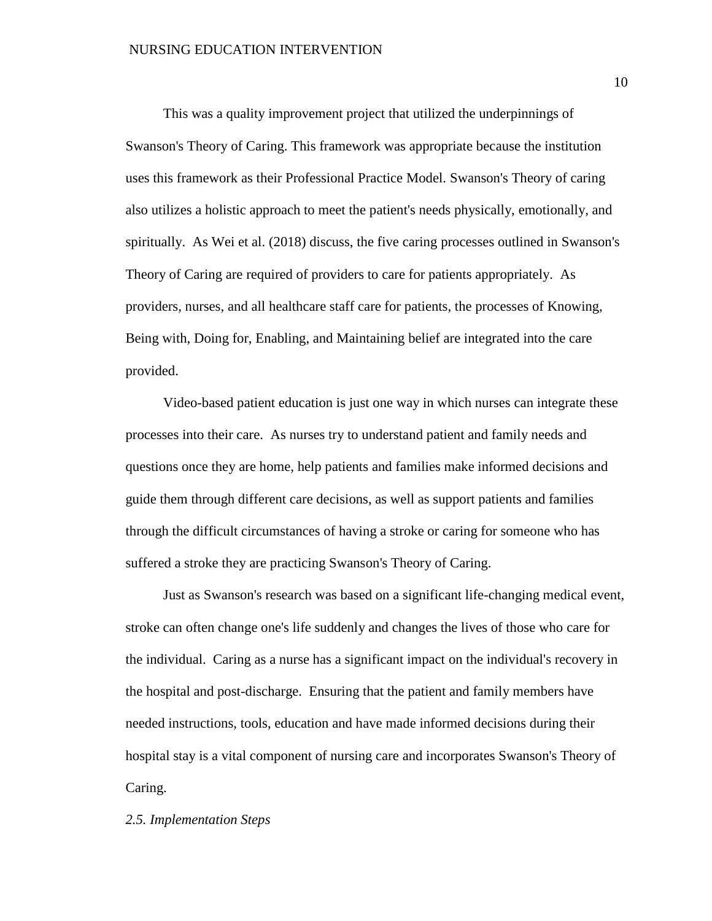This was a quality improvement project that utilized the underpinnings of Swanson's Theory of Caring. This framework was appropriate because the institution uses this framework as their Professional Practice Model. Swanson's Theory of caring also utilizes a holistic approach to meet the patient's needs physically, emotionally, and spiritually. As Wei et al. (2018) discuss, the five caring processes outlined in Swanson's Theory of Caring are required of providers to care for patients appropriately. As providers, nurses, and all healthcare staff care for patients, the processes of Knowing, Being with, Doing for, Enabling, and Maintaining belief are integrated into the care provided.

Video-based patient education is just one way in which nurses can integrate these processes into their care. As nurses try to understand patient and family needs and questions once they are home, help patients and families make informed decisions and guide them through different care decisions, as well as support patients and families through the difficult circumstances of having a stroke or caring for someone who has suffered a stroke they are practicing Swanson's Theory of Caring.

Just as Swanson's research was based on a significant life-changing medical event, stroke can often change one's life suddenly and changes the lives of those who care for the individual. Caring as a nurse has a significant impact on the individual's recovery in the hospital and post-discharge. Ensuring that the patient and family members have needed instructions, tools, education and have made informed decisions during their hospital stay is a vital component of nursing care and incorporates Swanson's Theory of Caring.

### *2.5. Implementation Steps*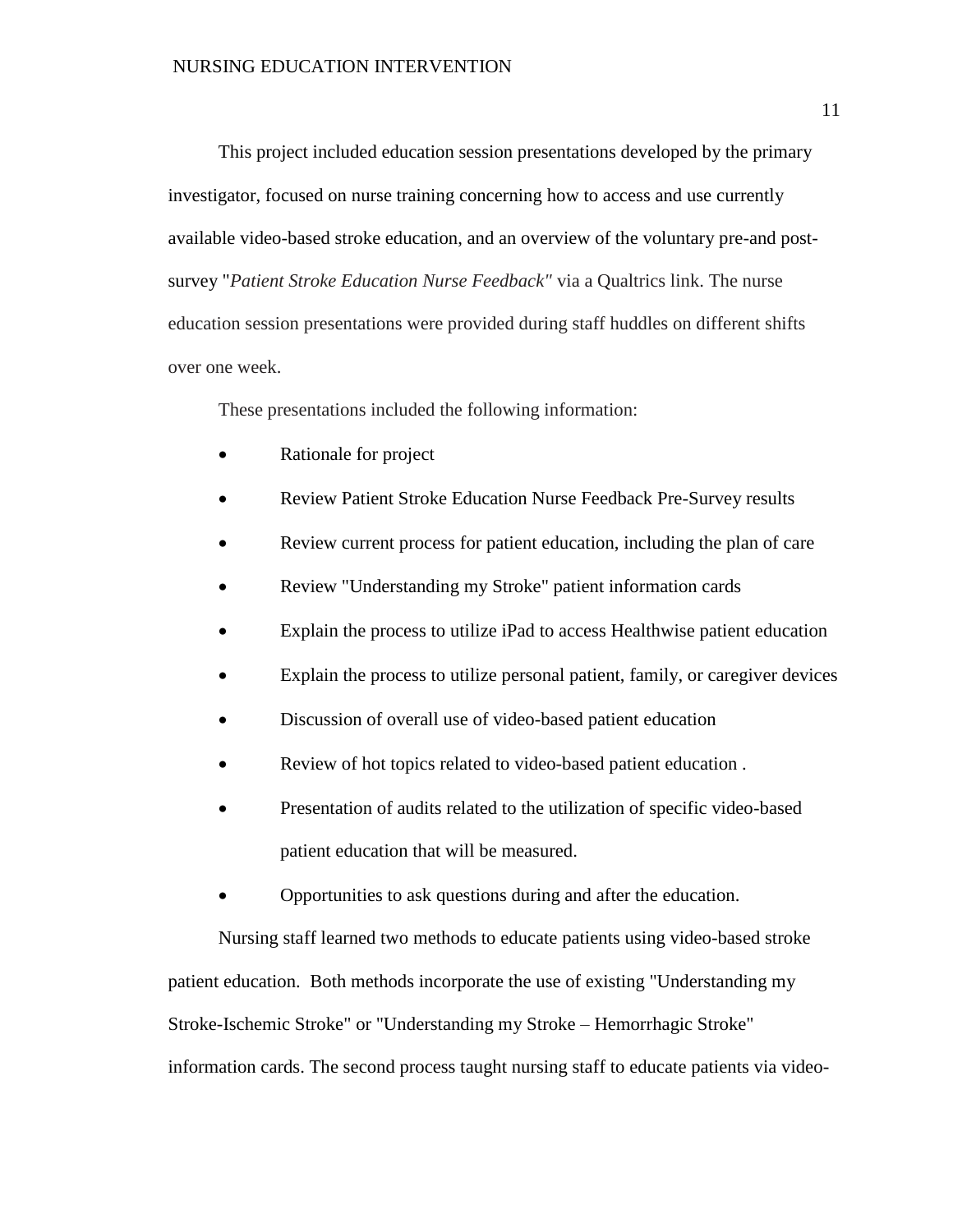This project included education session presentations developed by the primary investigator, focused on nurse training concerning how to access and use currently available video-based stroke education, and an overview of the voluntary pre-and post-survey "*Patient Stroke Education Nurse Feedback"* via a Qualtrics link. The nurse education session presentations were provided during staff huddles on different shifts over one week.

These presentations included the following information:

- Rationale for project
- Review Patient Stroke Education Nurse Feedback Pre-Survey results
- Review current process for patient education, including the plan of care
- Review "Understanding my Stroke" patient information cards
- Explain the process to utilize iPad to access Healthwise patient education
- Explain the process to utilize personal patient, family, or caregiver devices
- Discussion of overall use of video-based patient education
- Review of hot topics related to video-based patient education .
- Presentation of audits related to the utilization of specific video-based patient education that will be measured.
- Opportunities to ask questions during and after the education.

Nursing staff learned two methods to educate patients using video-based stroke patient education. Both methods incorporate the use of existing "Understanding my Stroke-Ischemic Stroke" or "Understanding my Stroke – Hemorrhagic Stroke" information cards. The second process taught nursing staff to educate patients via video-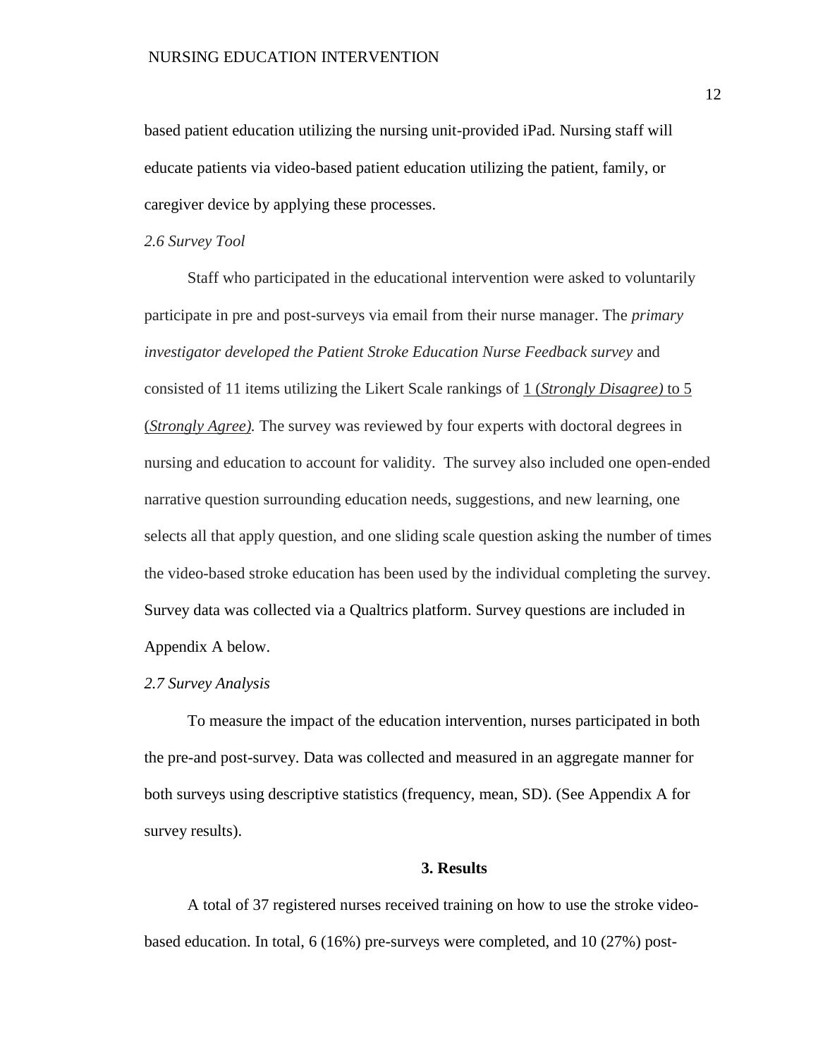based patient education utilizing the nursing unit-provided iPad. Nursing staff will educate patients via video-based patient education utilizing the patient, family, or caregiver device by applying these processes.

*2.6 Survey Tool*

Staff who participated in the educational intervention were asked to voluntarily participate in pre and post-surveys via email from their nurse manager. The *primary investigator developed the Patient Stroke Education Nurse Feedback survey* and consisted of 11 items utilizing the Likert Scale rankings of 1 (*Strongly Disagree)* to 5 (*Strongly Agree).* The survey was reviewed by four experts with doctoral degrees in nursing and education to account for validity. The survey also included one open-ended narrative question surrounding education needs, suggestions, and new learning, one selects all that apply question, and one sliding scale question asking the number of times the video-based stroke education has been used by the individual completing the survey. Survey data was collected via a Qualtrics platform. Survey questions are included in Appendix A below.

*2.7 Survey Analysis*

To measure the impact of the education intervention, nurses participated in both the pre-and post-survey. Data was collected and measured in an aggregate manner for both surveys using descriptive statistics (frequency, mean, SD). (See Appendix A for survey results).

## 3. Results

A total of 37 registered nurses received training on how to use the stroke video-based education. In total, 6 (16%) pre-surveys were completed, and 10 (27%) post-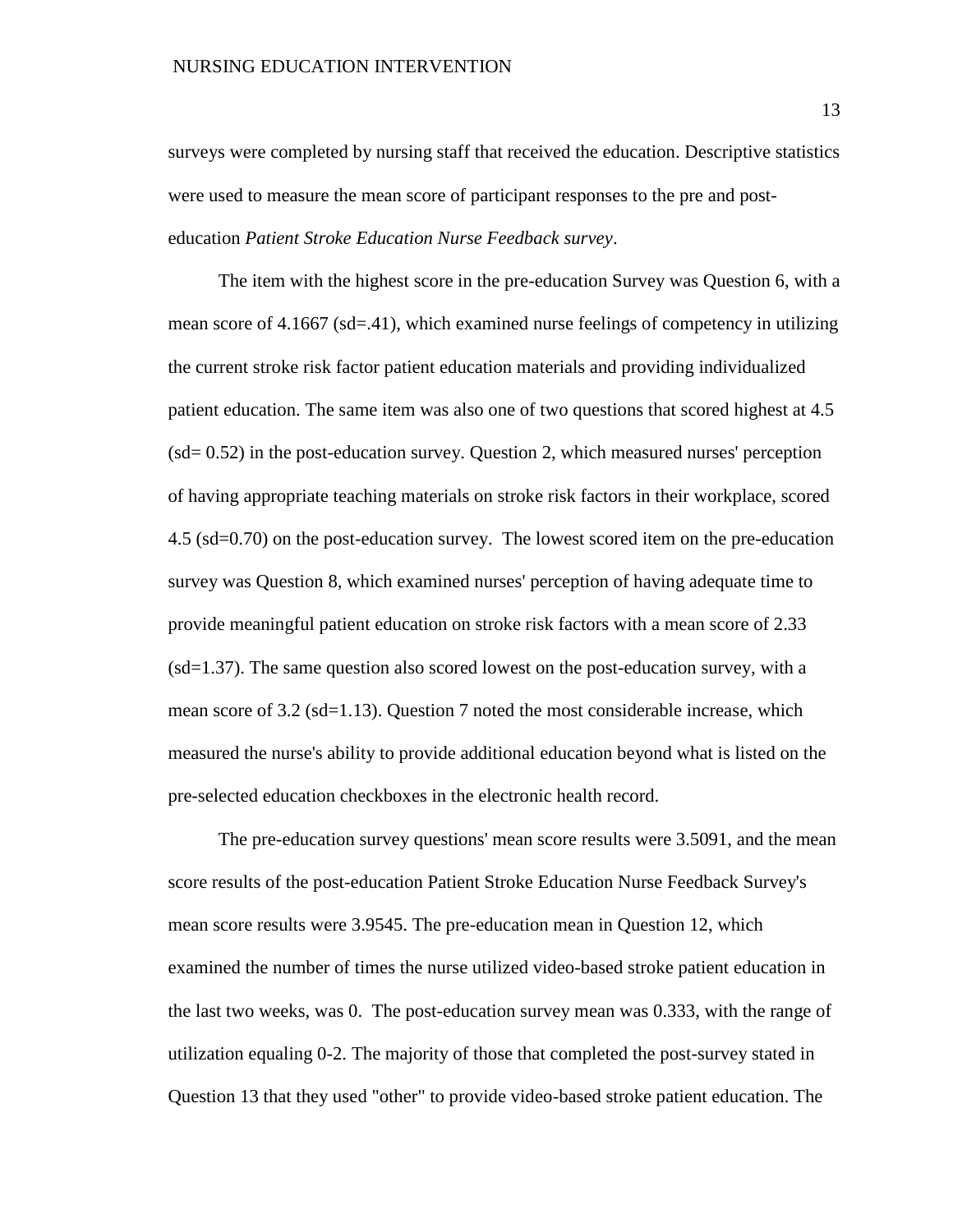surveys were completed by nursing staff that received the education. Descriptive statistics were used to measure the mean score of participant responses to the pre and post-education *Patient Stroke Education Nurse Feedback survey*.

The item with the highest score in the pre-education Survey was Question 6, with a mean score of 4.1667 (sd=.41), which examined nurse feelings of competency in utilizing the current stroke risk factor patient education materials and providing individualized patient education. The same item was also one of two questions that scored highest at 4.5 (sd= 0.52) in the post-education survey. Question 2, which measured nurses' perception of having appropriate teaching materials on stroke risk factors in their workplace, scored 4.5 (sd=0.70) on the post-education survey. The lowest scored item on the pre-education survey was Question 8, which examined nurses' perception of having adequate time to provide meaningful patient education on stroke risk factors with a mean score of 2.33 (sd=1.37). The same question also scored lowest on the post-education survey, with a mean score of 3.2 (sd=1.13). Question 7 noted the most considerable increase, which measured the nurse's ability to provide additional education beyond what is listed on the pre-selected education checkboxes in the electronic health record.

The pre-education survey questions' mean score results were 3.5091, and the mean score results of the post-education Patient Stroke Education Nurse Feedback Survey's mean score results were 3.9545. The pre-education mean in Question 12, which examined the number of times the nurse utilized video-based stroke patient education in the last two weeks, was 0. The post-education survey mean was 0.333, with the range of utilization equaling 0-2. The majority of those that completed the post-survey stated in Question 13 that they used "other" to provide video-based stroke patient education. The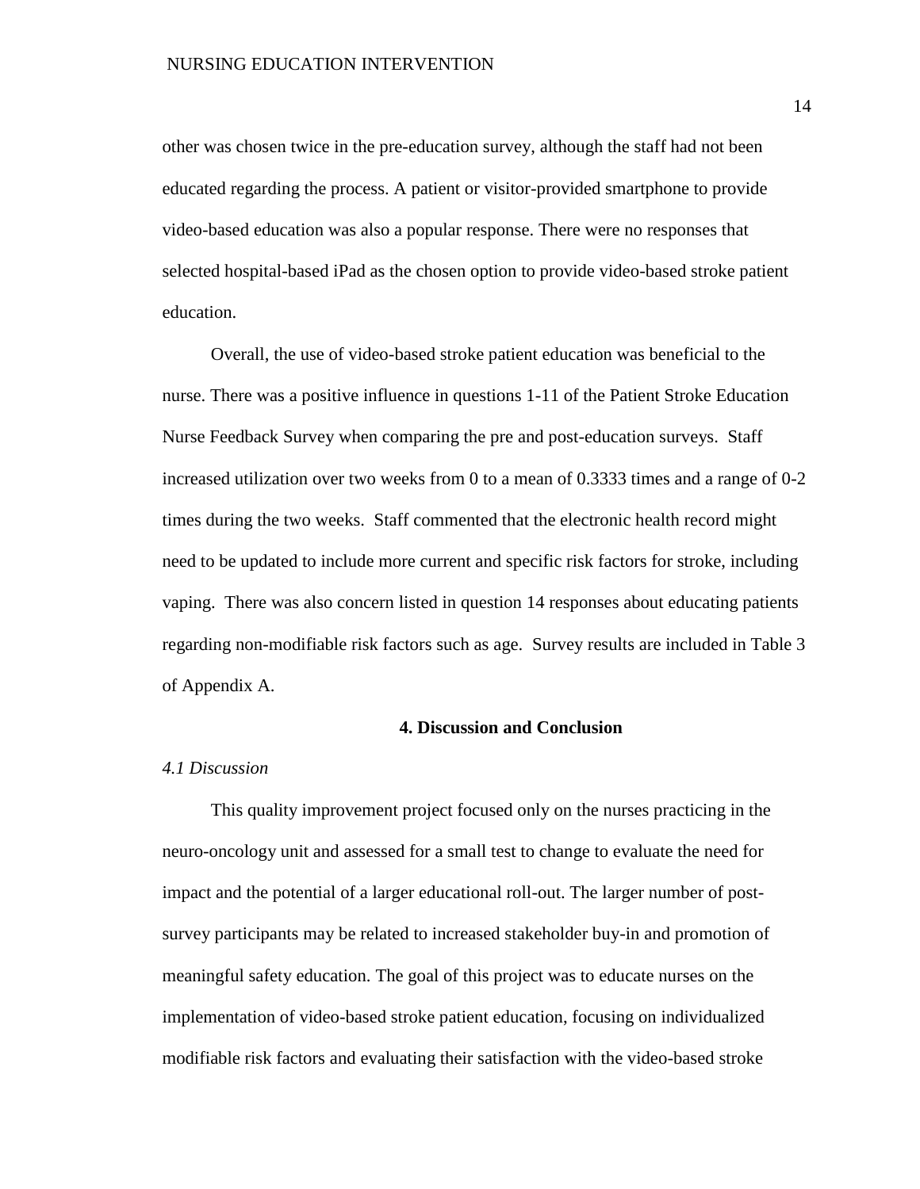other was chosen twice in the pre-education survey, although the staff had not been educated regarding the process. A patient or visitor-provided smartphone to provide video-based education was also a popular response. There were no responses that selected hospital-based iPad as the chosen option to provide video-based stroke patient education.

Overall, the use of video-based stroke patient education was beneficial to the nurse. There was a positive influence in questions 1-11 of the Patient Stroke Education Nurse Feedback Survey when comparing the pre and post-education surveys. Staff increased utilization over two weeks from 0 to a mean of 0.3333 times and a range of 0-2 times during the two weeks. Staff commented that the electronic health record might need to be updated to include more current and specific risk factors for stroke, including vaping. There was also concern listed in question 14 responses about educating patients regarding non-modifiable risk factors such as age. Survey results are included in Table 3 of Appendix A.

## 4. Discussion and Conclusion

### *4.1 Discussion*

This quality improvement project focused only on the nurses practicing in the neuro-oncology unit and assessed for a small test to change to evaluate the need for impact and the potential of a larger educational roll-out. The larger number of post-survey participants may be related to increased stakeholder buy-in and promotion of meaningful safety education. The goal of this project was to educate nurses on the implementation of video-based stroke patient education, focusing on individualized modifiable risk factors and evaluating their satisfaction with the video-based stroke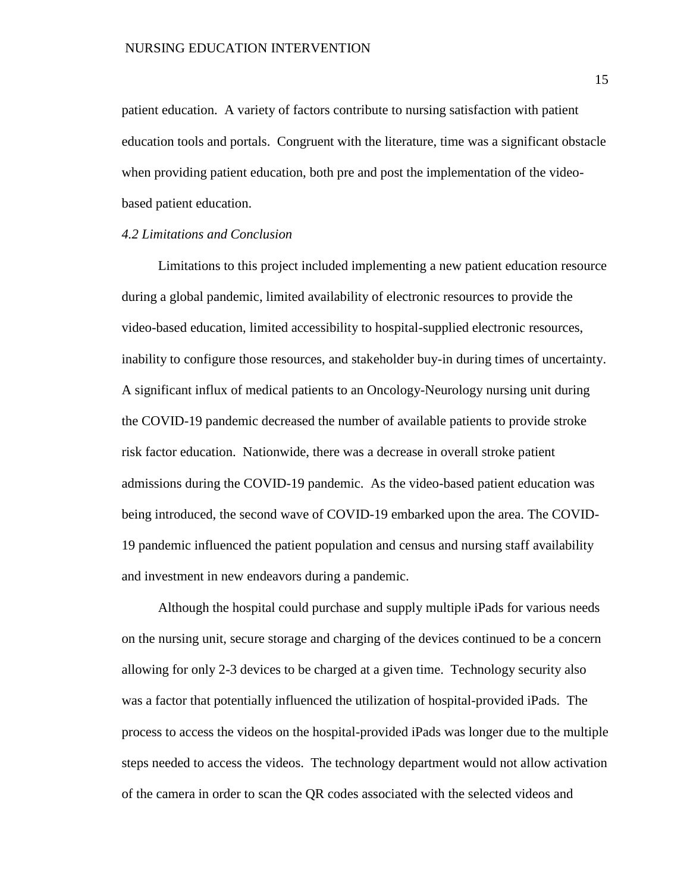patient education. A variety of factors contribute to nursing satisfaction with patient education tools and portals. Congruent with the literature, time was a significant obstacle when providing patient education, both pre and post the implementation of the video-based patient education.

### *4.2 Limitations and Conclusion*

Limitations to this project included implementing a new patient education resource during a global pandemic, limited availability of electronic resources to provide the video-based education, limited accessibility to hospital-supplied electronic resources, inability to configure those resources, and stakeholder buy-in during times of uncertainty. A significant influx of medical patients to an Oncology-Neurology nursing unit during the COVID-19 pandemic decreased the number of available patients to provide stroke risk factor education. Nationwide, there was a decrease in overall stroke patient admissions during the COVID-19 pandemic. As the video-based patient education was being introduced, the second wave of COVID-19 embarked upon the area. The COVID-19 pandemic influenced the patient population and census and nursing staff availability and investment in new endeavors during a pandemic.

Although the hospital could purchase and supply multiple iPads for various needs on the nursing unit, secure storage and charging of the devices continued to be a concern allowing for only 2-3 devices to be charged at a given time. Technology security also was a factor that potentially influenced the utilization of hospital-provided iPads. The process to access the videos on the hospital-provided iPads was longer due to the multiple steps needed to access the videos. The technology department would not allow activation of the camera in order to scan the QR codes associated with the selected videos and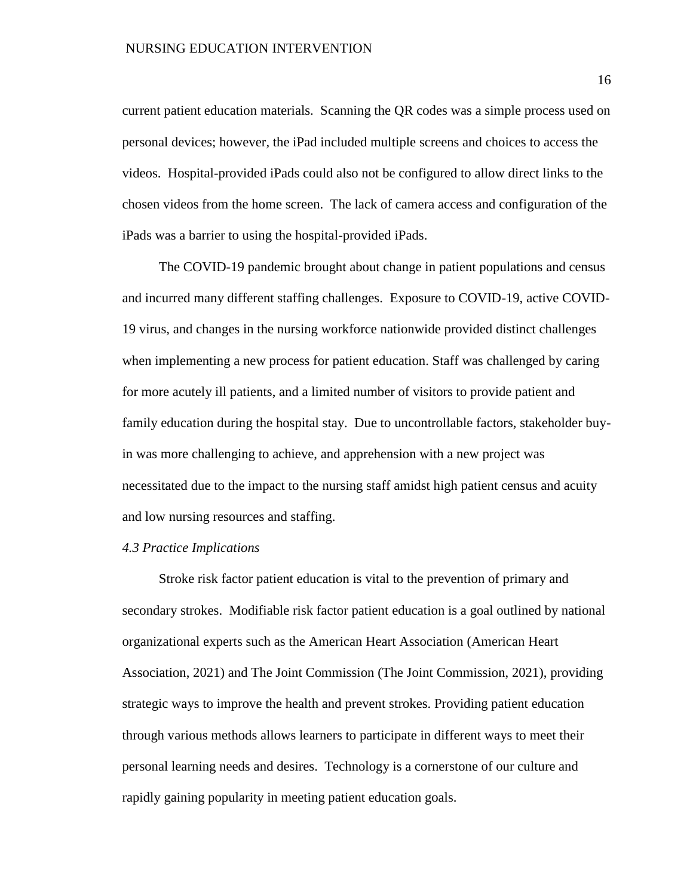current patient education materials. Scanning the QR codes was a simple process used on personal devices; however, the iPad included multiple screens and choices to access the videos. Hospital-provided iPads could also not be configured to allow direct links to the chosen videos from the home screen. The lack of camera access and configuration of the iPads was a barrier to using the hospital-provided iPads.

The COVID-19 pandemic brought about change in patient populations and census and incurred many different staffing challenges. Exposure to COVID-19, active COVID-19 virus, and changes in the nursing workforce nationwide provided distinct challenges when implementing a new process for patient education. Staff was challenged by caring for more acutely ill patients, and a limited number of visitors to provide patient and family education during the hospital stay. Due to uncontrollable factors, stakeholder buy-in was more challenging to achieve, and apprehension with a new project was necessitated due to the impact to the nursing staff amidst high patient census and acuity and low nursing resources and staffing.

### *4.3 Practice Implications*

Stroke risk factor patient education is vital to the prevention of primary and secondary strokes. Modifiable risk factor patient education is a goal outlined by national organizational experts such as the American Heart Association (American Heart Association, 2021) and The Joint Commission (The Joint Commission, 2021), providing strategic ways to improve the health and prevent strokes. Providing patient education through various methods allows learners to participate in different ways to meet their personal learning needs and desires. Technology is a cornerstone of our culture and rapidly gaining popularity in meeting patient education goals.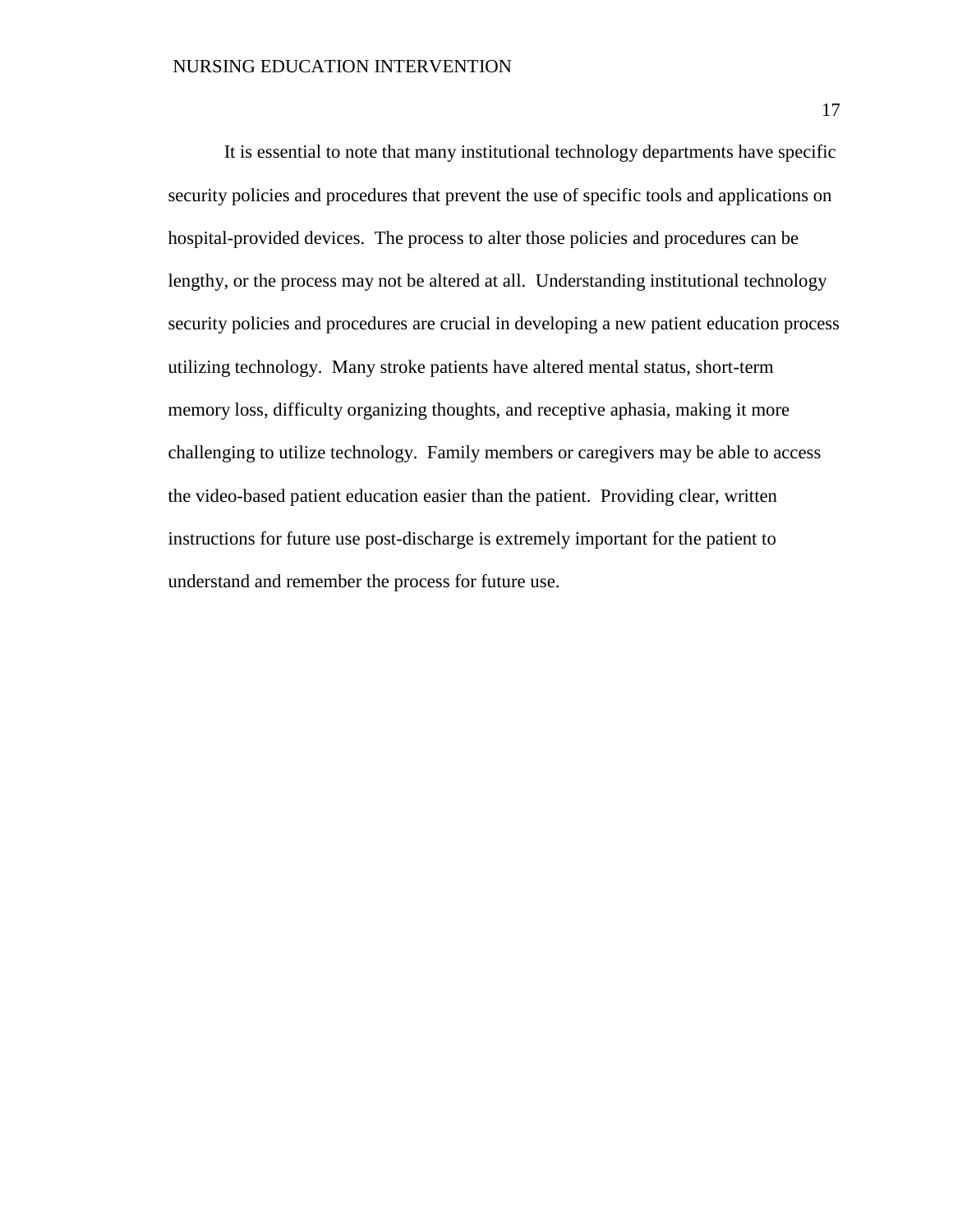It is essential to note that many institutional technology departments have specific security policies and procedures that prevent the use of specific tools and applications on hospital-provided devices. The process to alter those policies and procedures can be lengthy, or the process may not be altered at all. Understanding institutional technology security policies and procedures are crucial in developing a new patient education process utilizing technology. Many stroke patients have altered mental status, short-term memory loss, difficulty organizing thoughts, and receptive aphasia, making it more challenging to utilize technology. Family members or caregivers may be able to access the video-based patient education easier than the patient. Providing clear, written instructions for future use post-discharge is extremely important for the patient to understand and remember the process for future use.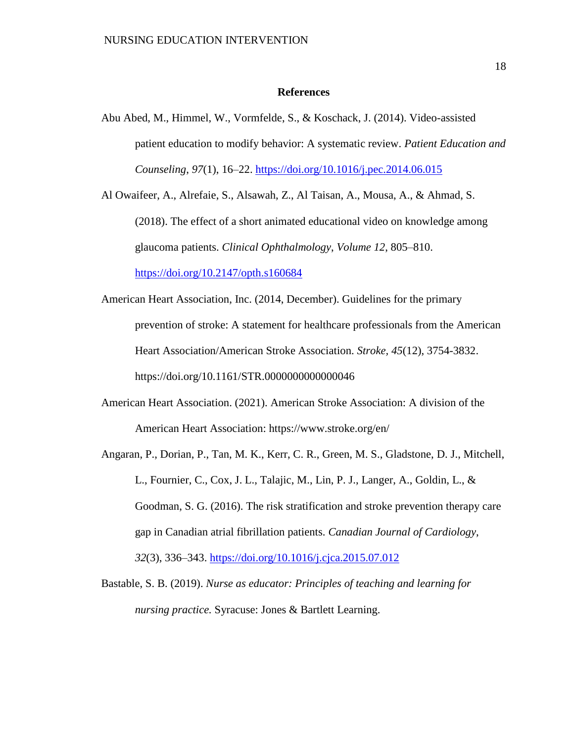## References

Abu Abed, M., Himmel, W., Vormfelde, S., & Koschack, J. (2014). Video-assisted patient education to modify behavior: A systematic review. *Patient Education and Counseling*, *97*(1), 16–22. https://doi.org/10.1016/j.pec.2014.06.015

Al Owaifeer, A., Alrefaie, S., Alsawah, Z., Al Taisan, A., Mousa, A., & Ahmad, S. (2018). The effect of a short animated educational video on knowledge among glaucoma patients. *Clinical Ophthalmology*, *Volume 12*, 805–810. https://doi.org/10.2147/opth.s160684

American Heart Association, Inc. (2014, December). Guidelines for the primary prevention of stroke: A statement for healthcare professionals from the American Heart Association/American Stroke Association. *Stroke*, *45*(12), 3754-3832. https://doi.org/10.1161/STR.0000000000000046

American Heart Association. (2021). American Stroke Association: A division of the American Heart Association: https://www.stroke.org/en/

Angaran, P., Dorian, P., Tan, M. K., Kerr, C. R., Green, M. S., Gladstone, D. J., Mitchell, L., Fournier, C., Cox, J. L., Talajic, M., Lin, P. J., Langer, A., Goldin, L., & Goodman, S. G. (2016). The risk stratification and stroke prevention therapy care gap in Canadian atrial fibrillation patients. *Canadian Journal of Cardiology*, *32*(3), 336–343. https://doi.org/10.1016/j.cjca.2015.07.012

Bastable, S. B. (2019). *Nurse as educator: Principles of teaching and learning for nursing practice.* Syracuse: Jones & Bartlett Learning.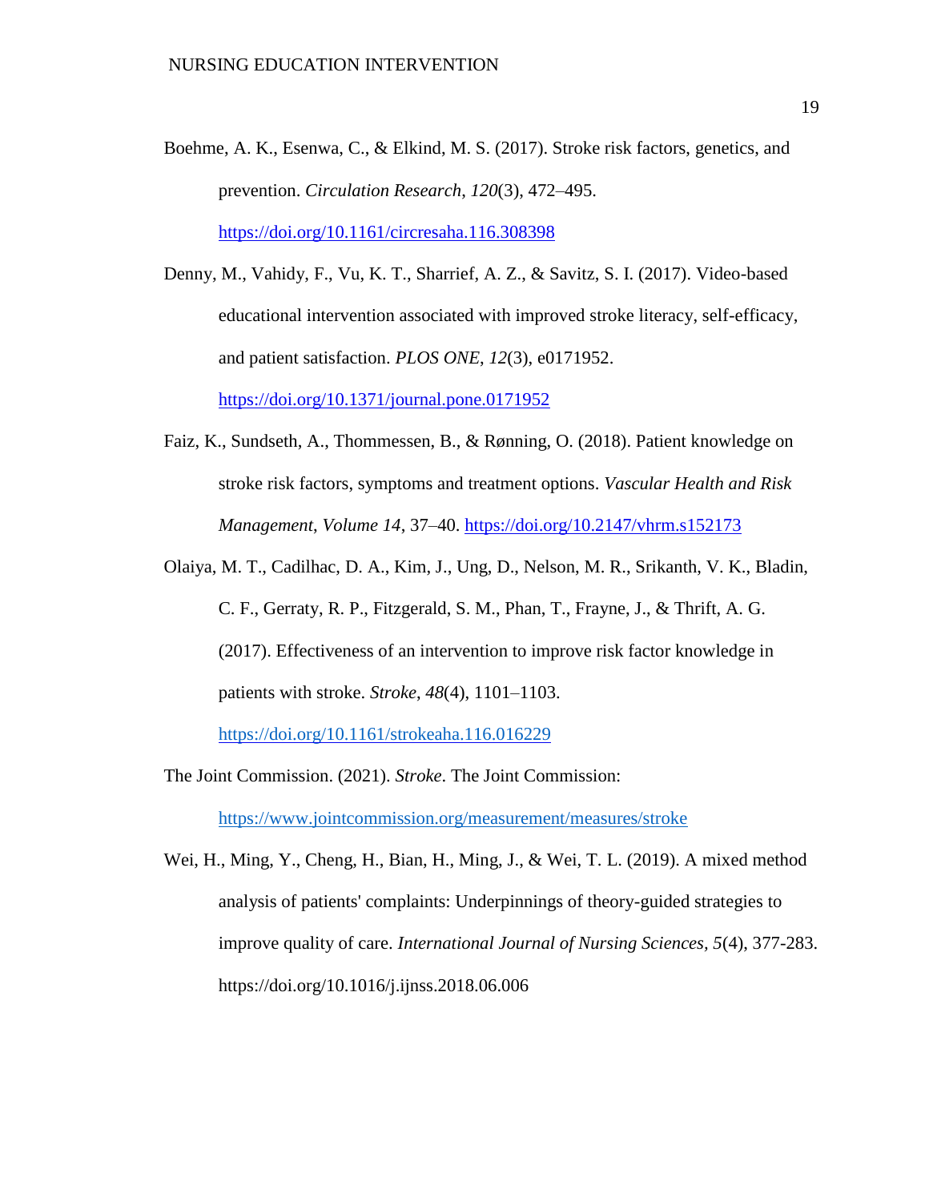Boehme, A. K., Esenwa, C., & Elkind, M. S. (2017). Stroke risk factors, genetics, and prevention. *Circulation Research*, *120*(3), 472–495. https://doi.org/10.1161/circresaha.116.308398

Denny, M., Vahidy, F., Vu, K. T., Sharrief, A. Z., & Savitz, S. I. (2017). Video-based educational intervention associated with improved stroke literacy, self-efficacy, and patient satisfaction. *PLOS ONE*, *12*(3), e0171952. https://doi.org/10.1371/journal.pone.0171952

Faiz, K., Sundseth, A., Thommessen, B., & Rønning, O. (2018). Patient knowledge on stroke risk factors, symptoms and treatment options. *Vascular Health and Risk Management*, *Volume 14*, 37–40. https://doi.org/10.2147/vhrm.s152173

Olaiya, M. T., Cadilhac, D. A., Kim, J., Ung, D., Nelson, M. R., Srikanth, V. K., Bladin, C. F., Gerraty, R. P., Fitzgerald, S. M., Phan, T., Frayne, J., & Thrift, A. G. (2017). Effectiveness of an intervention to improve risk factor knowledge in patients with stroke. *Stroke*, *48*(4), 1101–1103. https://doi.org/10.1161/strokeaha.116.016229

The Joint Commission. (2021). *Stroke*. The Joint Commission: https://www.jointcommission.org/measurement/measures/stroke

Wei, H., Ming, Y., Cheng, H., Bian, H., Ming, J., & Wei, T. L. (2019). A mixed method analysis of patients' complaints: Underpinnings of theory-guided strategies to improve quality of care. *International Journal of Nursing Sciences*, *5*(4), 377-283. https://doi.org/10.1016/j.ijnss.2018.06.006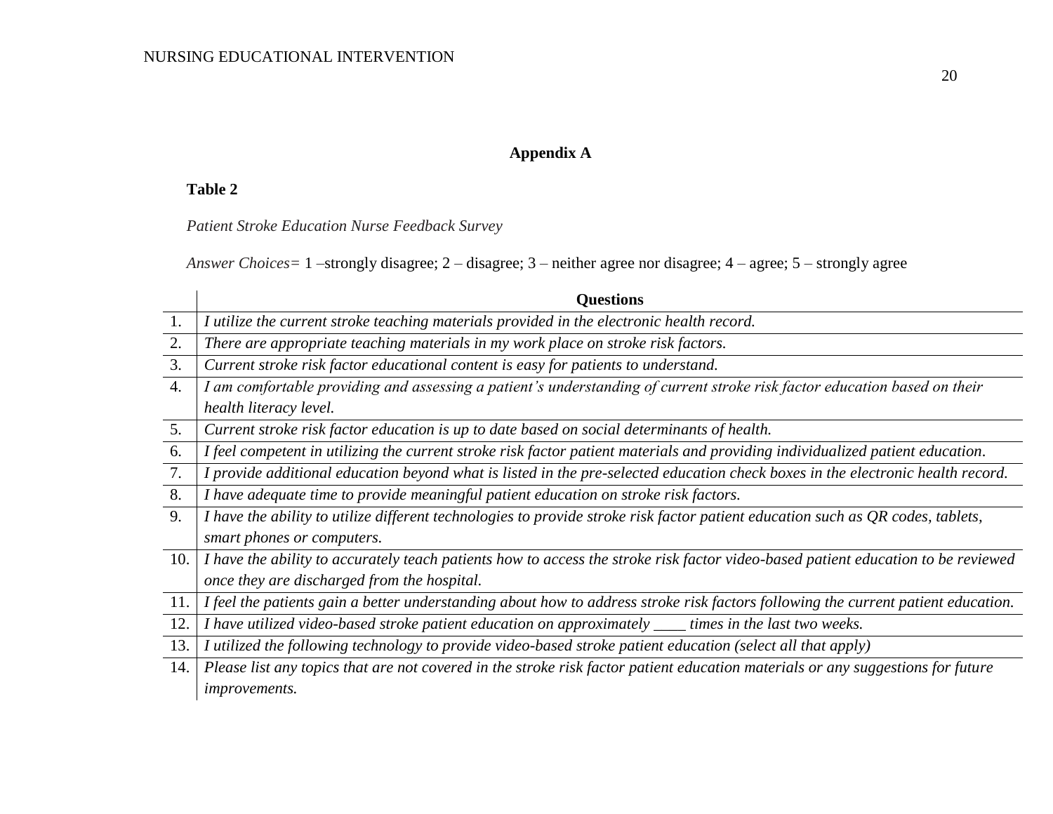## Appendix A

**Table 2**

*Patient Stroke Education Nurse Feedback Survey*

*Answer Choices=* 1 –strongly disagree; 2 – disagree; 3 – neither agree nor disagree; 4 – agree; 5 – strongly agree

| | Questions |
|---|---|
| 1. | *I utilize the current stroke teaching materials provided in the electronic health record.* |
| 2. | *There are appropriate teaching materials in my work place on stroke risk factors.* |
| 3. | *Current stroke risk factor educational content is easy for patients to understand.* |
| 4. | *I am comfortable providing and assessing a patient's understanding of current stroke risk factor education based on their health literacy level.* |
| 5. | *Current stroke risk factor education is up to date based on social determinants of health.* |
| 6. | *I feel competent in utilizing the current stroke risk factor patient materials and providing individualized patient education.* |
| 7. | *I provide additional education beyond what is listed in the pre-selected education check boxes in the electronic health record.* |
| 8. | *I have adequate time to provide meaningful patient education on stroke risk factors.* |
| 9. | *I have the ability to utilize different technologies to provide stroke risk factor patient education such as QR codes, tablets, smart phones or computers.* |
| 10. | *I have the ability to accurately teach patients how to access the stroke risk factor video-based patient education to be reviewed once they are discharged from the hospital.* |
| 11. | *I feel the patients gain a better understanding about how to address stroke risk factors following the current patient education.* |
| 12. | *I have utilized video-based stroke patient education on approximately ____ times in the last two weeks.* |
| 13. | *I utilized the following technology to provide video-based stroke patient education (select all that apply)* |
| 14. | *Please list any topics that are not covered in the stroke risk factor patient education materials or any suggestions for future improvements.* |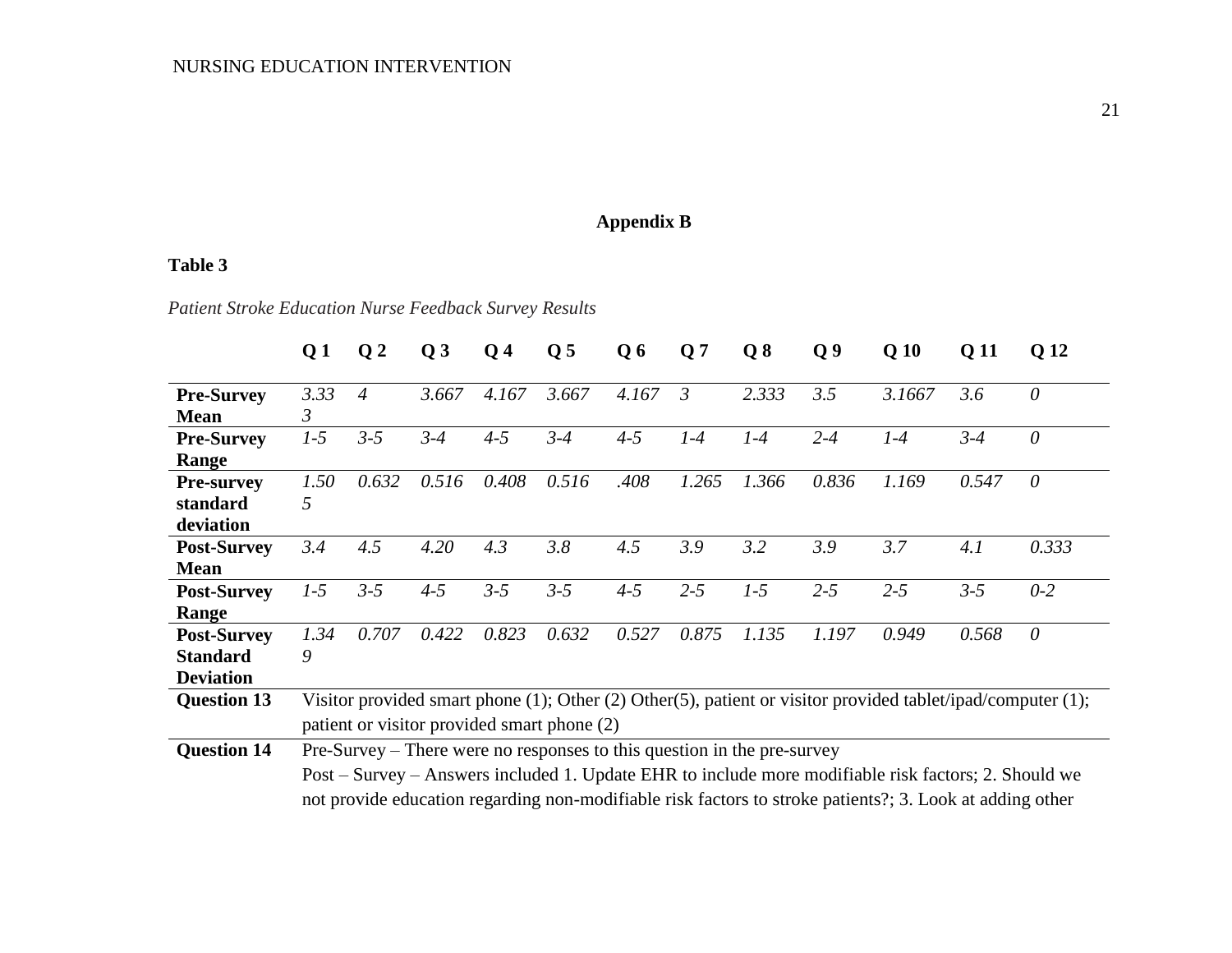## Appendix B

**Table 3**

*Patient Stroke Education Nurse Feedback Survey Results*

| | **Q 1** | **Q 2** | **Q 3** | **Q 4** | **Q 5** | **Q 6** | **Q 7** | **Q 8** | **Q 9** | **Q 10** | **Q 11** | **Q 12** |
|---|---|---|---|---|---|---|---|---|---|---|---|---|
| **Pre-Survey Mean** | *3.333* | *4* | *3.667* | *4.167* | *3.667* | *4.167* | *3* | *2.333* | *3.5* | *3.1667* | *3.6* | *0* |
| **Pre-Survey Range** | *1-5* | *3-5* | *3-4* | *4-5* | *3-4* | *4-5* | *1-4* | *1-4* | *2-4* | *1-4* | *3-4* | *0* |
| **Pre-survey standard deviation** | *1.505* | *0.632* | *0.516* | *0.408* | *0.516* | *.408* | *1.265* | *1.366* | *0.836* | *1.169* | *0.547* | *0* |
| **Post-Survey Mean** | *3.4* | *4.5* | *4.20* | *4.3* | *3.8* | *4.5* | *3.9* | *3.2* | *3.9* | *3.7* | *4.1* | *0.333* |
| **Post-Survey Range** | *1-5* | *3-5* | *4-5* | *3-5* | *3-5* | *4-5* | *2-5* | *1-5* | *2-5* | *2-5* | *3-5* | *0-2* |
| **Post-Survey Standard Deviation** | *1.349* | *0.707* | *0.422* | *0.823* | *0.632* | *0.527* | *0.875* | *1.135* | *1.197* | *0.949* | *0.568* | *0* |
| **Question 13** | Visitor provided smart phone (1); Other (2) Other(5), patient or visitor provided tablet/ipad/computer (1); patient or visitor provided smart phone (2) | | | | | | | | | | | |
| **Question 14** | Pre-Survey – There were no responses to this question in the pre-survey<br>Post – Survey – Answers included 1. Update EHR to include more modifiable risk factors; 2. Should we not provide education regarding non-modifiable risk factors to stroke patients?; 3. Look at adding other | | | | | | | | | | | |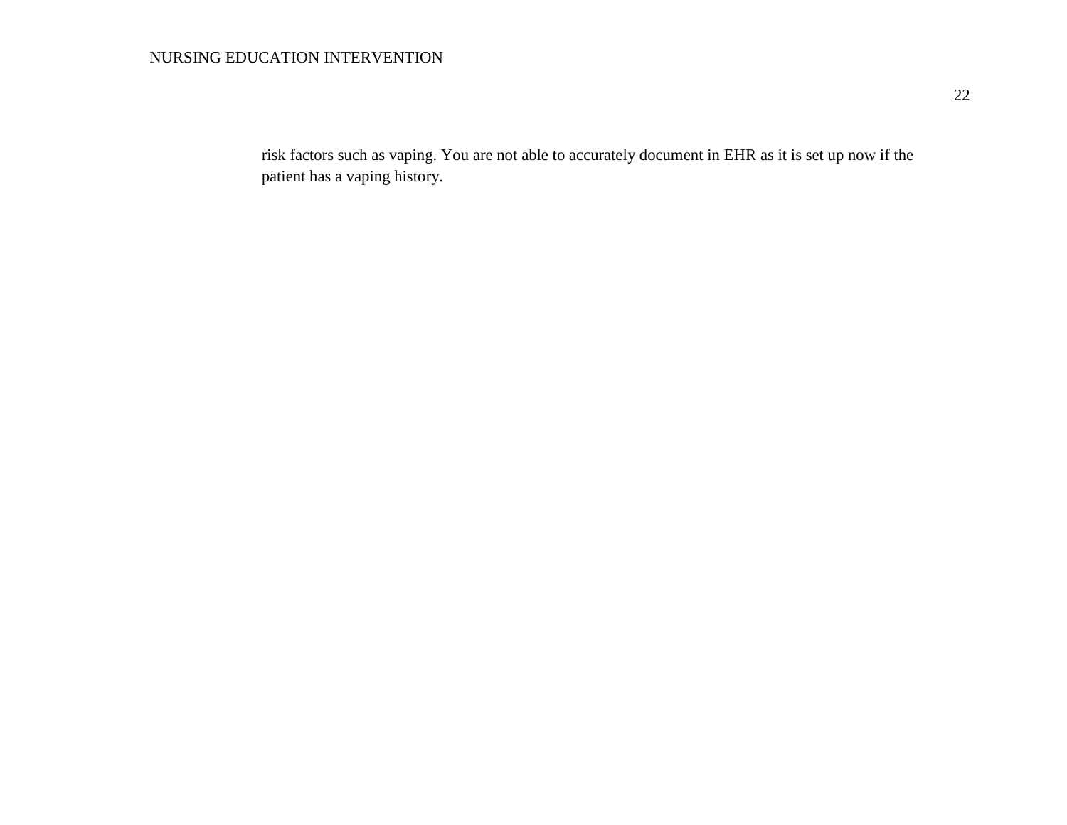risk factors such as vaping. You are not able to accurately document in EHR as it is set up now if the patient has a vaping history.